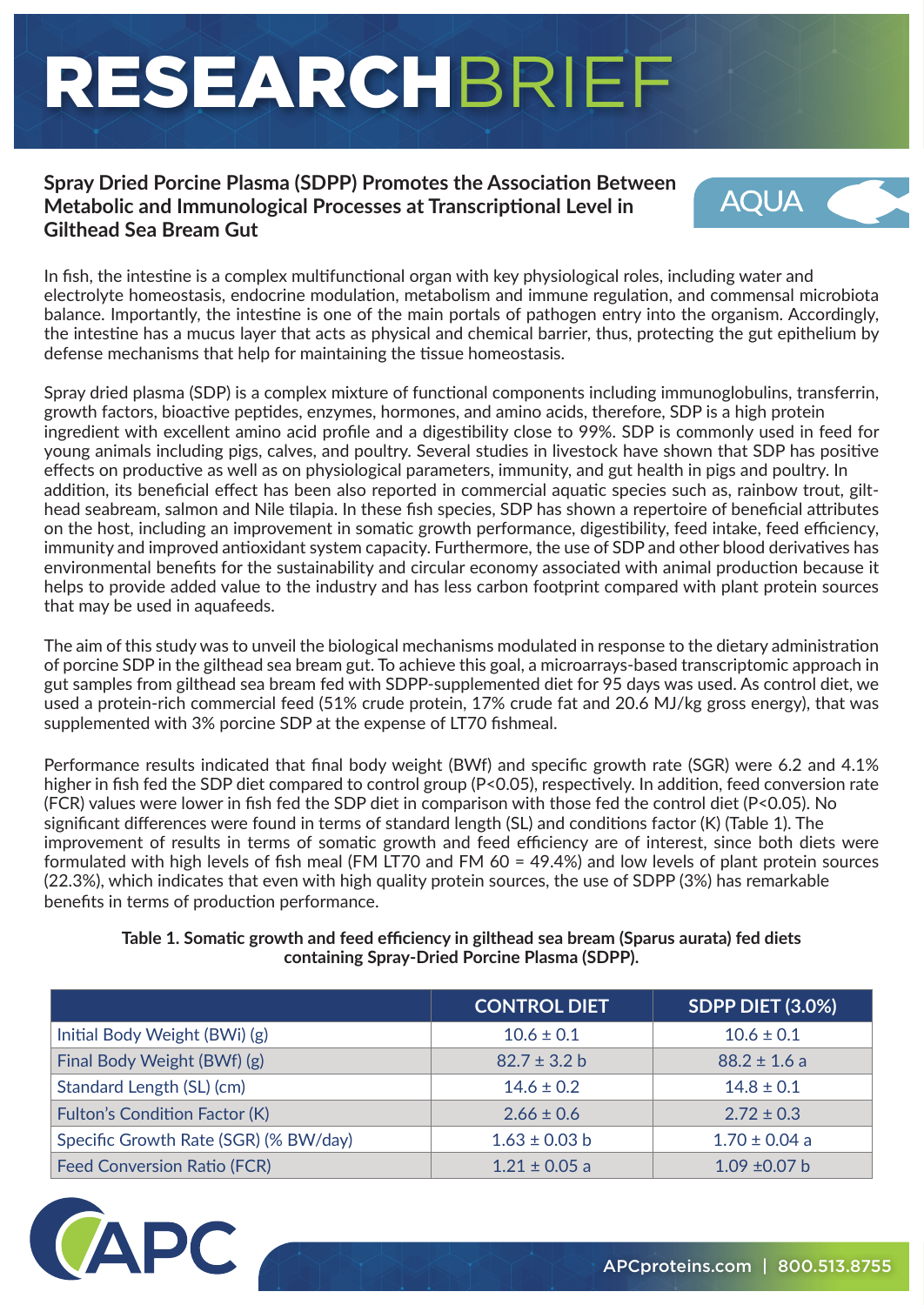# RESEARCH BRIEF

## Spray Dried Porcine Plasma (SDPP) Promotes the Association Between Metabolic and Immunological Processes at Transcriptional Level in Gilthead Sea Bream Gut

AQUA

In fish, the intestine is a complex multifunctional organ with key physiological roles, including water and electrolyte homeostasis, endocrine modulation, metabolism and immune regulation, and commensal microbiota balance. Importantly, the intestine is one of the main portals of pathogen entry into the organism. Accordingly, the intestine has a mucus layer that acts as physical and chemical barrier, thus, protecting the gut epithelium by defense mechanisms that help for maintaining the tissue homeostasis.

Spray dried plasma (SDP) is a complex mixture of functional components including immunoglobulins, transferrin, growth factors, bioactive peptides, enzymes, hormones, and amino acids, therefore, SDP is a high protein ingredient with excellent amino acid profile and a digestibility close to 99%. SDP is commonly used in feed for young animals including pigs, calves, and poultry. Several studies in livestock have shown that SDP has positive effects on productive as well as on physiological parameters, immunity, and gut health in pigs and poultry. In addition, its beneficial effect has been also reported in commercial aquatic species such as, rainbow trout, gilt-head seabream, salmon and Nile tilapia. In these fish species, SDP has shown a repertoire of beneficial attributes on the host, including an improvement in somatic growth performance, digestibility, feed intake, feed efficiency, immunity and improved antioxidant system capacity. Furthermore, the use of SDP and other blood derivatives has environmental benefits for the sustainability and circular economy associated with animal production because it helps to provide added value to the industry and has less carbon footprint compared with plant protein sources that may be used in aquafeeds.

The aim of this study was to unveil the biological mechanisms modulated in response to the dietary administration of porcine SDP in the gilthead sea bream gut. To achieve this goal, a microarrays-based transcriptomic approach in gut samples from gilthead sea bream fed with SDPP-supplemented diet for 95 days was used. As control diet, we used a protein-rich commercial feed (51% crude protein, 17% crude fat and 20.6 MJ/kg gross energy), that was supplemented with 3% porcine SDP at the expense of LT70 fishmeal.

Performance results indicated that final body weight (BWf) and specific growth rate (SGR) were 6.2 and 4.1% higher in fish fed the SDP diet compared to control group ($P<0.05$), respectively. In addition, feed conversion rate (FCR) values were lower in fish fed the SDP diet in comparison with those fed the control diet ($P<0.05$). No significant differences were found in terms of standard length (SL) and conditions factor (K) (Table 1). The improvement of results in terms of somatic growth and feed efficiency are of interest, since both diets were formulated with high levels of fish meal (FM LT70 and FM 60 = 49.4%) and low levels of plant protein sources (22.3%), which indicates that even with high quality protein sources, the use of SDPP (3%) has remarkable benefits in terms of production performance.

**Table 1. Somatic growth and feed efficiency in gilthead sea bream (Sparus aurata) fed diets containing Spray-Dried Porcine Plasma (SDPP).**

| | CONTROL DIET | SDPP DIET (3.0%) |
|---|---|---|
| Initial Body Weight (BWi) (g) | 10.6 ± 0.1 | 10.6 ± 0.1 |
| Final Body Weight (BWf) (g) | 82.7 ± 3.2 b | 88.2 ± 1.6 a |
| Standard Length (SL) (cm) | 14.6 ± 0.2 | 14.8 ± 0.1 |
| Fulton's Condition Factor (K) | 2.66 ± 0.6 | 2.72 ± 0.3 |
| Specific Growth Rate (SGR) (% BW/day) | 1.63 ± 0.03 b | 1.70 ± 0.04 a |
| Feed Conversion Ratio (FCR) | 1.21 ± 0.05 a | 1.09 ±0.07 b |

APC

APCproteins.com | 800.513.8755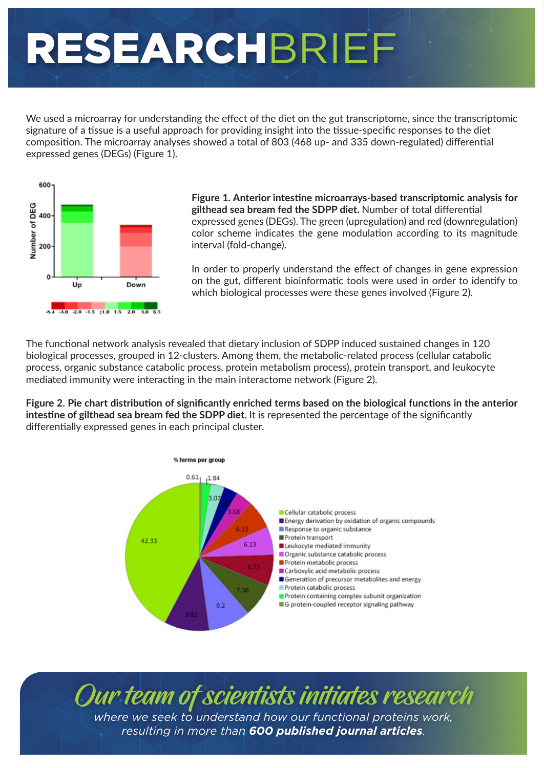# RESEARCHBRIEF

We used a microarray for understanding the effect of the diet on the gut transcriptome, since the transcriptomic signature of a tissue is a useful approach for providing insight into the tissue-specific responses to the diet composition. The microarray analyses showed a total of 803 (468 up- and 335 down-regulated) differential expressed genes (DEGs) (Figure 1).

**Figure 1. Anterior intestine microarrays-based transcriptomic analysis for gilthead sea bream fed the SDPP diet.** Number of total differential expressed genes (DEGs). The green (upregulation) and red (downregulation) color scheme indicates the gene modulation according to its magnitude interval (fold-change).

In order to properly understand the effect of changes in gene expression on the gut, different bioinformatic tools were used in order to identify to which biological processes were these genes involved (Figure 2).

The functional network analysis revealed that dietary inclusion of SDPP induced sustained changes in 120 biological processes, grouped in 12-clusters. Among them, the metabolic-related process (cellular catabolic process, organic substance catabolic process, protein metabolism process), protein transport, and leukocyte mediated immunity were interacting in the main interactome network (Figure 2).

**Figure 2. Pie chart distribution of significantly enriched terms based on the biological functions in the anterior intestine of gilthead sea bream fed the SDPP diet.** It is represented the percentage of the significantly differentially expressed genes in each principal cluster.

## *Our team of scientists initiates research*

*where we seek to understand how our functional proteins work, resulting in more than **600 published journal articles**.*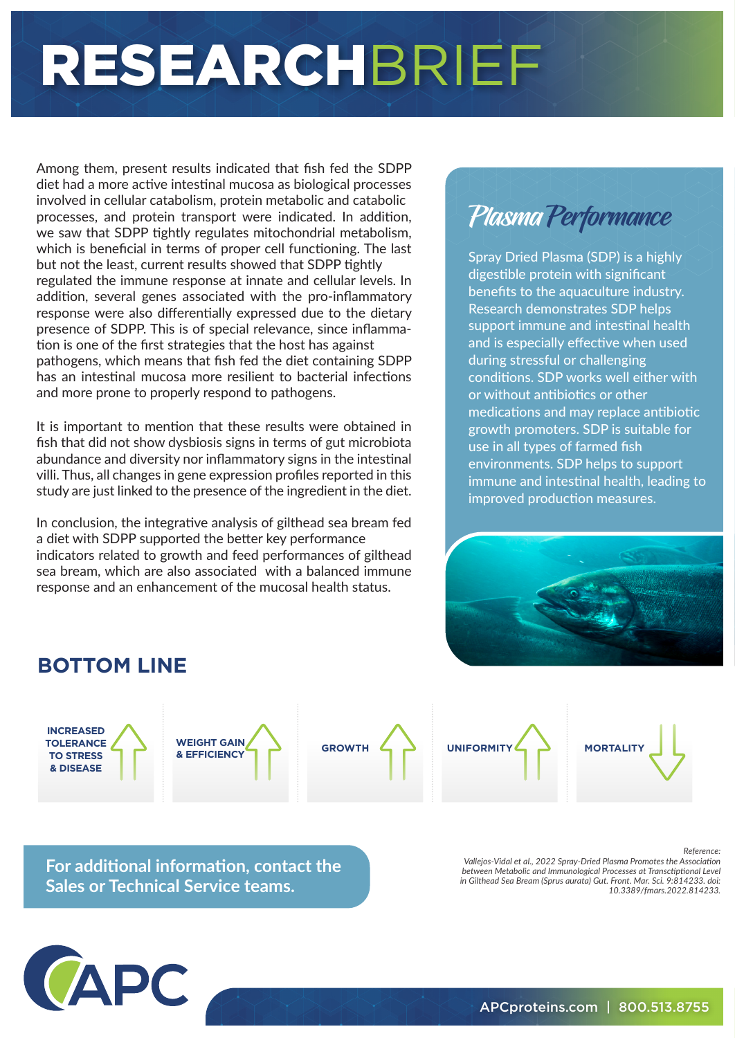# RESEARCHBRIEF

Among them, present results indicated that fish fed the SDPP diet had a more active intestinal mucosa as biological processes involved in cellular catabolism, protein metabolic and catabolic processes, and protein transport were indicated. In addition, we saw that SDPP tightly regulates mitochondrial metabolism, which is beneficial in terms of proper cell functioning. The last but not the least, current results showed that SDPP tightly regulated the immune response at innate and cellular levels. In addition, several genes associated with the pro-inflammatory response were also differentially expressed due to the dietary presence of SDPP. This is of special relevance, since inflammation is one of the first strategies that the host has against pathogens, which means that fish fed the diet containing SDPP has an intestinal mucosa more resilient to bacterial infections and more prone to properly respond to pathogens.

It is important to mention that these results were obtained in fish that did not show dysbiosis signs in terms of gut microbiota abundance and diversity nor inflammatory signs in the intestinal villi. Thus, all changes in gene expression profiles reported in this study are just linked to the presence of the ingredient in the diet.

In conclusion, the integrative analysis of gilthead sea bream fed a diet with SDPP supported the better key performance indicators related to growth and feed performances of gilthead sea bream, which are also associated with a balanced immune response and an enhancement of the mucosal health status.

## Plasma Performance

Spray Dried Plasma (SDP) is a highly digestible protein with significant benefits to the aquaculture industry. Research demonstrates SDP helps support immune and intestinal health and is especially effective when used during stressful or challenging conditions. SDP works well either with or without antibiotics or other medications and may replace antibiotic growth promoters. SDP is suitable for use in all types of farmed fish environments. SDP helps to support immune and intestinal health, leading to improved production measures.

## BOTTOM LINE

- INCREASED TOLERANCE TO STRESS & DISEASE ↑
- WEIGHT GAIN & EFFICIENCY ↑
- GROWTH ↑
- UNIFORMITY ↑
- MORTALITY ↓

**For additional information, contact the Sales or Technical Service teams.**

*Reference:*
*Vallejos-Vidal et al., 2022 Spray-Dried Plasma Promotes the Association between Metabolic and Immunological Processes at Transctiptional Level in Gilthead Sea Bream (Sprus aurata) Gut. Front. Mar. Sci. 9:814233. doi: 10.3389/fmars.2022.814233.*

APC

APCproteins.com | 800.513.8755